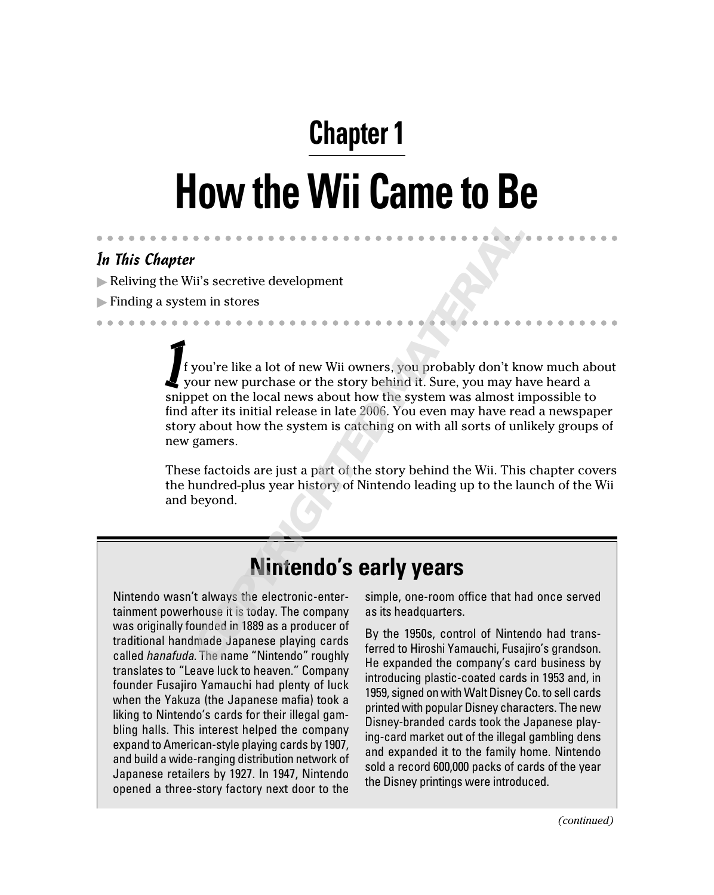# Chapter 1

# How the Wii Came to Be

### *In This Chapter*

- Reliving the Wii's secretive development
- Finding a system in stores

If you're like a lot of new Wii owners, you probably don't know much about your new purchase or the story behind it. Sure, you may have heard a snippet on the local news about how the system was almost impossible to find after its initial release in late 2006. You even may have read a newspaper story about how the system is catching on with all sorts of unlikely groups of new gamers.

These factoids are just a part of the story behind the Wii. This chapter covers the hundred-plus year history of Nintendo leading up to the launch of the Wii and beyond.

## Nintendo's early years

Nintendo wasn't always the electronic-entertainment powerhouse it is today. The company was originally founded in 1889 as a producer of traditional handmade Japanese playing cards called *hanafuda*. The name "Nintendo" roughly translates to "Leave luck to heaven." Company founder Fusajiro Yamauchi had plenty of luck when the Yakuza (the Japanese mafia) took a liking to Nintendo's cards for their illegal gambling halls. This interest helped the company expand to American-style playing cards by 1907, and build a wide-ranging distribution network of Japanese retailers by 1927. In 1947, Nintendo opened a three-story factory next door to the simple, one-room office that had once served as its headquarters.

By the 1950s, control of Nintendo had transferred to Hiroshi Yamauchi, Fusajiro's grandson. He expanded the company's card business by introducing plastic-coated cards in 1953 and, in 1959, signed on with Walt Disney Co. to sell cards printed with popular Disney characters. The new Disney-branded cards took the Japanese playing-card market out of the illegal gambling dens and expanded it to the family home. Nintendo sold a record 600,000 packs of cards of the year the Disney printings were introduced.

*(continued)*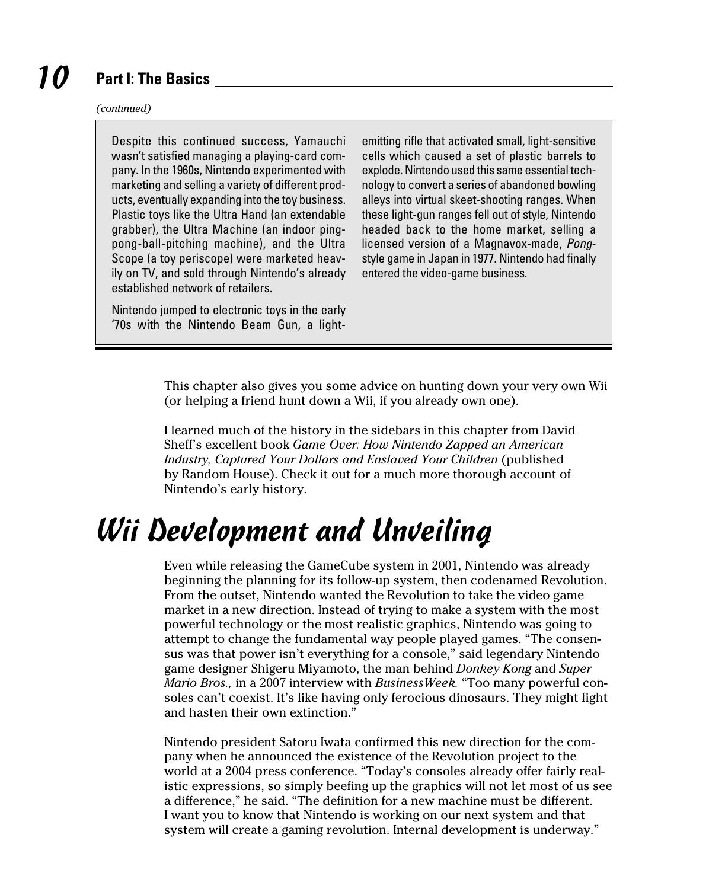*(continued)*

Despite this continued success, Yamauchi wasn't satisfied managing a playing-card company. In the 1960s, Nintendo experimented with marketing and selling a variety of different products, eventually expanding into the toy business. Plastic toys like the Ultra Hand (an extendable grabber), the Ultra Machine (an indoor ping-pong-ball-pitching machine), and the Ultra Scope (a toy periscope) were marketed heavily on TV, and sold through Nintendo's already established network of retailers.

Nintendo jumped to electronic toys in the early '70s with the Nintendo Beam Gun, a light-emitting rifle that activated small, light-sensitive cells which caused a set of plastic barrels to explode. Nintendo used this same essential technology to convert a series of abandoned bowling alleys into virtual skeet-shooting ranges. When these light-gun ranges fell out of style, Nintendo headed back to the home market, selling a licensed version of a Magnavox-made, *Pong*-style game in Japan in 1977. Nintendo had finally entered the video-game business.

This chapter also gives you some advice on hunting down your very own Wii (or helping a friend hunt down a Wii, if you already own one).

I learned much of the history in the sidebars in this chapter from David Sheff's excellent book *Game Over: How Nintendo Zapped an American Industry, Captured Your Dollars and Enslaved Your Children* (published by Random House). Check it out for a much more thorough account of Nintendo's early history.

# Wii Development and Unveiling

Even while releasing the GameCube system in 2001, Nintendo was already beginning the planning for its follow-up system, then codenamed Revolution. From the outset, Nintendo wanted the Revolution to take the video game market in a new direction. Instead of trying to make a system with the most powerful technology or the most realistic graphics, Nintendo was going to attempt to change the fundamental way people played games. "The consensus was that power isn't everything for a console," said legendary Nintendo game designer Shigeru Miyamoto, the man behind *Donkey Kong* and *Super Mario Bros.,* in a 2007 interview with *BusinessWeek.* "Too many powerful consoles can't coexist. It's like having only ferocious dinosaurs. They might fight and hasten their own extinction."

Nintendo president Satoru Iwata confirmed this new direction for the company when he announced the existence of the Revolution project to the world at a 2004 press conference. "Today's consoles already offer fairly realistic expressions, so simply beefing up the graphics will not let most of us see a difference," he said. "The definition for a new machine must be different. I want you to know that Nintendo is working on our next system and that system will create a gaming revolution. Internal development is underway."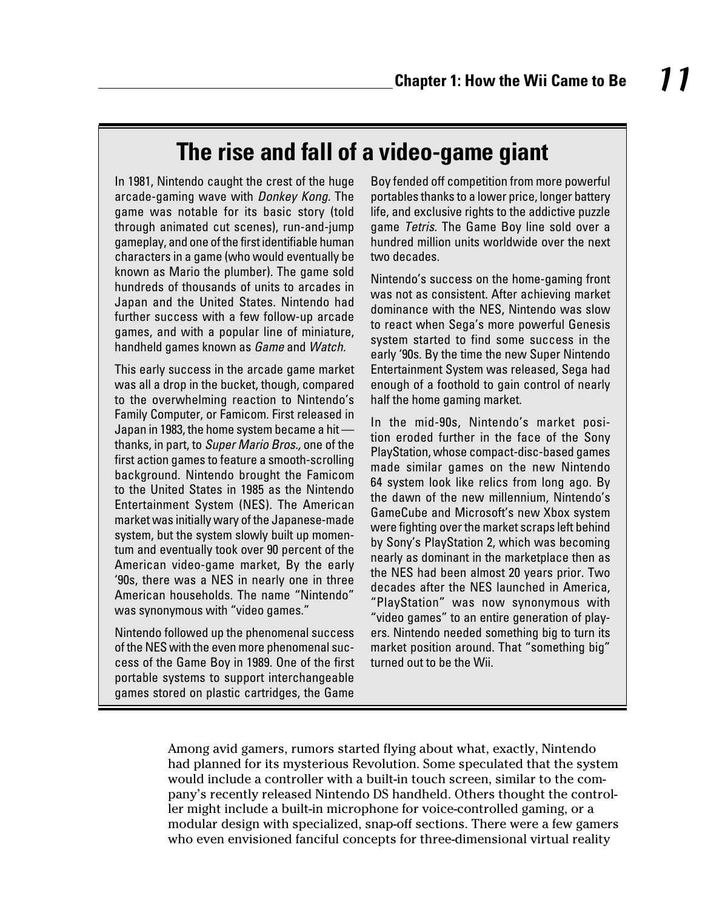## The rise and fall of a video-game giant

In 1981, Nintendo caught the crest of the huge arcade-gaming wave with *Donkey Kong*. The game was notable for its basic story (told through animated cut scenes), run-and-jump gameplay, and one of the first identifiable human characters in a game (who would eventually be known as Mario the plumber). The game sold hundreds of thousands of units to arcades in Japan and the United States. Nintendo had further success with a few follow-up arcade games, and with a popular line of miniature, handheld games known as *Game* and *Watch*.

This early success in the arcade game market was all a drop in the bucket, though, compared to the overwhelming reaction to Nintendo's Family Computer, or Famicom. First released in Japan in 1983, the home system became a hit — thanks, in part, to *Super Mario Bros.,* one of the first action games to feature a smooth-scrolling background. Nintendo brought the Famicom to the United States in 1985 as the Nintendo Entertainment System (NES). The American market was initially wary of the Japanese-made system, but the system slowly built up momentum and eventually took over 90 percent of the American video-game market, By the early '90s, there was a NES in nearly one in three American households. The name "Nintendo" was synonymous with "video games."

Nintendo followed up the phenomenal success of the NES with the even more phenomenal success of the Game Boy in 1989. One of the first portable systems to support interchangeable games stored on plastic cartridges, the Game Boy fended off competition from more powerful portables thanks to a lower price, longer battery life, and exclusive rights to the addictive puzzle game *Tetris*. The Game Boy line sold over a hundred million units worldwide over the next two decades.

Nintendo's success on the home-gaming front was not as consistent. After achieving market dominance with the NES, Nintendo was slow to react when Sega's more powerful Genesis system started to find some success in the early '90s. By the time the new Super Nintendo Entertainment System was released, Sega had enough of a foothold to gain control of nearly half the home gaming market.

In the mid-90s, Nintendo's market position eroded further in the face of the Sony PlayStation, whose compact-disc-based games made similar games on the new Nintendo 64 system look like relics from long ago. By the dawn of the new millennium, Nintendo's GameCube and Microsoft's new Xbox system were fighting over the market scraps left behind by Sony's PlayStation 2, which was becoming nearly as dominant in the marketplace then as the NES had been almost 20 years prior. Two decades after the NES launched in America, "PlayStation" was now synonymous with "video games" to an entire generation of players. Nintendo needed something big to turn its market position around. That "something big" turned out to be the Wii.

Among avid gamers, rumors started flying about what, exactly, Nintendo had planned for its mysterious Revolution. Some speculated that the system would include a controller with a built-in touch screen, similar to the company's recently released Nintendo DS handheld. Others thought the controller might include a built-in microphone for voice-controlled gaming, or a modular design with specialized, snap-off sections. There were a few gamers who even envisioned fanciful concepts for three-dimensional virtual reality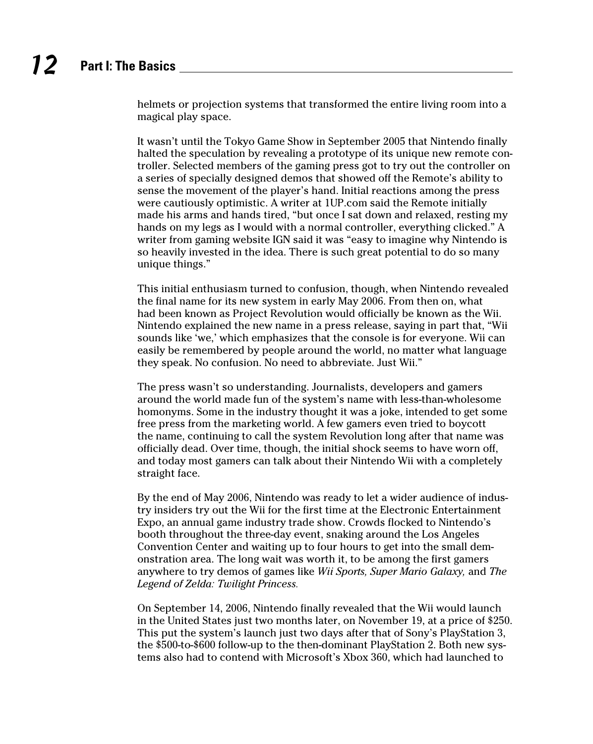helmets or projection systems that transformed the entire living room into a magical play space.

It wasn't until the Tokyo Game Show in September 2005 that Nintendo finally halted the speculation by revealing a prototype of its unique new remote controller. Selected members of the gaming press got to try out the controller on a series of specially designed demos that showed off the Remote's ability to sense the movement of the player's hand. Initial reactions among the press were cautiously optimistic. A writer at 1UP.com said the Remote initially made his arms and hands tired, "but once I sat down and relaxed, resting my hands on my legs as I would with a normal controller, everything clicked." A writer from gaming website IGN said it was "easy to imagine why Nintendo is so heavily invested in the idea. There is such great potential to do so many unique things."

This initial enthusiasm turned to confusion, though, when Nintendo revealed the final name for its new system in early May 2006. From then on, what had been known as Project Revolution would officially be known as the Wii. Nintendo explained the new name in a press release, saying in part that, "Wii sounds like 'we,' which emphasizes that the console is for everyone. Wii can easily be remembered by people around the world, no matter what language they speak. No confusion. No need to abbreviate. Just Wii."

The press wasn't so understanding. Journalists, developers and gamers around the world made fun of the system's name with less-than-wholesome homonyms. Some in the industry thought it was a joke, intended to get some free press from the marketing world. A few gamers even tried to boycott the name, continuing to call the system Revolution long after that name was officially dead. Over time, though, the initial shock seems to have worn off, and today most gamers can talk about their Nintendo Wii with a completely straight face.

By the end of May 2006, Nintendo was ready to let a wider audience of industry insiders try out the Wii for the first time at the Electronic Entertainment Expo, an annual game industry trade show. Crowds flocked to Nintendo's booth throughout the three-day event, snaking around the Los Angeles Convention Center and waiting up to four hours to get into the small demonstration area. The long wait was worth it, to be among the first gamers anywhere to try demos of games like *Wii Sports, Super Mario Galaxy,* and *The Legend of Zelda: Twilight Princess.*

On September 14, 2006, Nintendo finally revealed that the Wii would launch in the United States just two months later, on November 19, at a price of $250. This put the system's launch just two days after that of Sony's PlayStation 3, the $500-to-$600 follow-up to the then-dominant PlayStation 2. Both new systems also had to contend with Microsoft's Xbox 360, which had launched to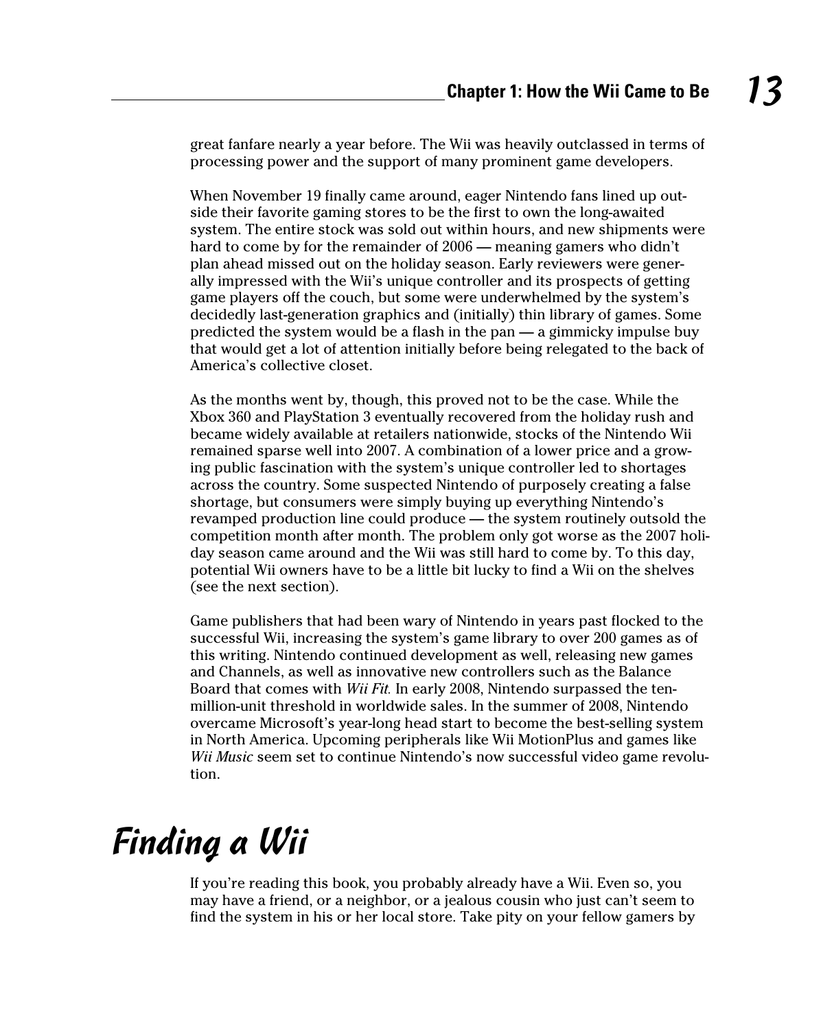great fanfare nearly a year before. The Wii was heavily outclassed in terms of processing power and the support of many prominent game developers.

When November 19 finally came around, eager Nintendo fans lined up outside their favorite gaming stores to be the first to own the long-awaited system. The entire stock was sold out within hours, and new shipments were hard to come by for the remainder of 2006 — meaning gamers who didn't plan ahead missed out on the holiday season. Early reviewers were generally impressed with the Wii's unique controller and its prospects of getting game players off the couch, but some were underwhelmed by the system's decidedly last-generation graphics and (initially) thin library of games. Some predicted the system would be a flash in the pan — a gimmicky impulse buy that would get a lot of attention initially before being relegated to the back of America's collective closet.

As the months went by, though, this proved not to be the case. While the Xbox 360 and PlayStation 3 eventually recovered from the holiday rush and became widely available at retailers nationwide, stocks of the Nintendo Wii remained sparse well into 2007. A combination of a lower price and a growing public fascination with the system's unique controller led to shortages across the country. Some suspected Nintendo of purposely creating a false shortage, but consumers were simply buying up everything Nintendo's revamped production line could produce — the system routinely outsold the competition month after month. The problem only got worse as the 2007 holiday season came around and the Wii was still hard to come by. To this day, potential Wii owners have to be a little bit lucky to find a Wii on the shelves (see the next section).

Game publishers that had been wary of Nintendo in years past flocked to the successful Wii, increasing the system's game library to over 200 games as of this writing. Nintendo continued development as well, releasing new games and Channels, as well as innovative new controllers such as the Balance Board that comes with *Wii Fit*. In early 2008, Nintendo surpassed the ten-million-unit threshold in worldwide sales. In the summer of 2008, Nintendo overcame Microsoft's year-long head start to become the best-selling system in North America. Upcoming peripherals like Wii MotionPlus and games like *Wii Music* seem set to continue Nintendo's now successful video game revolution.

# Finding a Wii

If you're reading this book, you probably already have a Wii. Even so, you may have a friend, or a neighbor, or a jealous cousin who just can't seem to find the system in his or her local store. Take pity on your fellow gamers by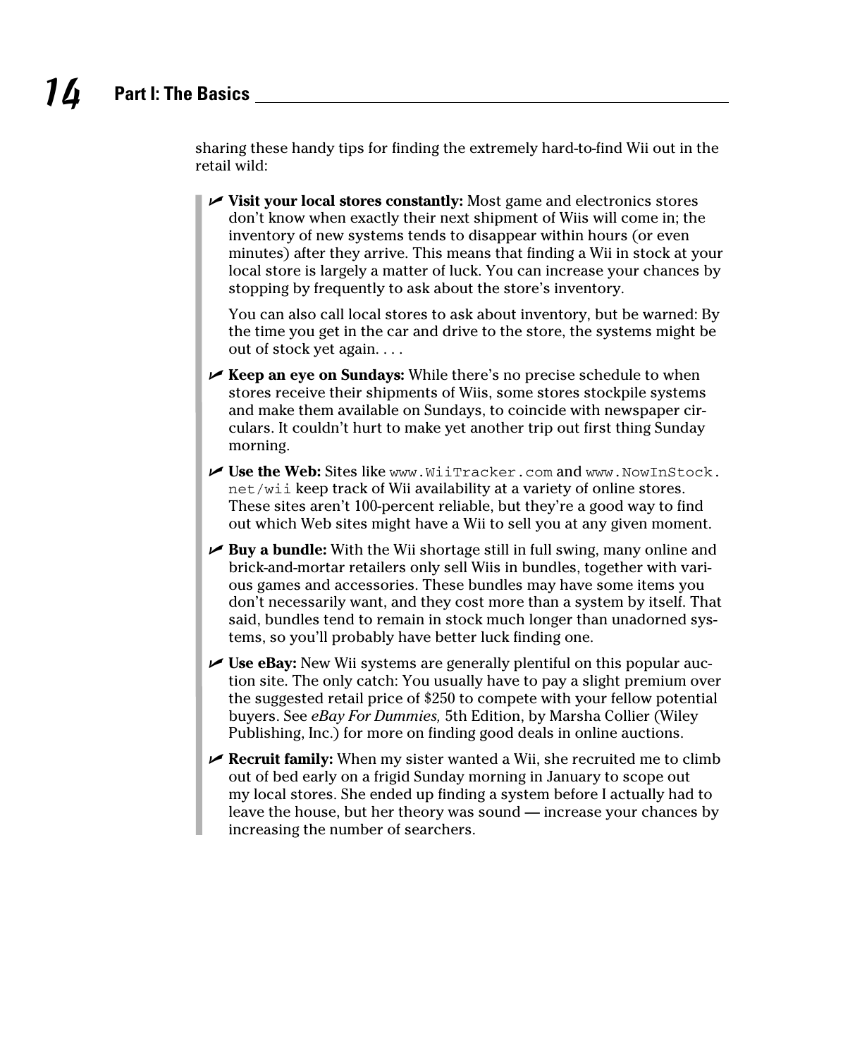sharing these handy tips for finding the extremely hard-to-find Wii out in the retail wild:

- **Visit your local stores constantly:** Most game and electronics stores don't know when exactly their next shipment of Wiis will come in; the inventory of new systems tends to disappear within hours (or even minutes) after they arrive. This means that finding a Wii in stock at your local store is largely a matter of luck. You can increase your chances by stopping by frequently to ask about the store's inventory.

  You can also call local stores to ask about inventory, but be warned: By the time you get in the car and drive to the store, the systems might be out of stock yet again. . . .

- **Keep an eye on Sundays:** While there's no precise schedule to when stores receive their shipments of Wiis, some stores stockpile systems and make them available on Sundays, to coincide with newspaper circulars. It couldn't hurt to make yet another trip out first thing Sunday morning.

- **Use the Web:** Sites like `www.WiiTracker.com` and `www.NowInStock.net/wii` keep track of Wii availability at a variety of online stores. These sites aren't 100-percent reliable, but they're a good way to find out which Web sites might have a Wii to sell you at any given moment.

- **Buy a bundle:** With the Wii shortage still in full swing, many online and brick-and-mortar retailers only sell Wiis in bundles, together with various games and accessories. These bundles may have some items you don't necessarily want, and they cost more than a system by itself. That said, bundles tend to remain in stock much longer than unadorned systems, so you'll probably have better luck finding one.

- **Use eBay:** New Wii systems are generally plentiful on this popular auction site. The only catch: You usually have to pay a slight premium over the suggested retail price of $250 to compete with your fellow potential buyers. See *eBay For Dummies,* 5th Edition, by Marsha Collier (Wiley Publishing, Inc.) for more on finding good deals in online auctions.

- **Recruit family:** When my sister wanted a Wii, she recruited me to climb out of bed early on a frigid Sunday morning in January to scope out my local stores. She ended up finding a system before I actually had to leave the house, but her theory was sound — increase your chances by increasing the number of searchers.